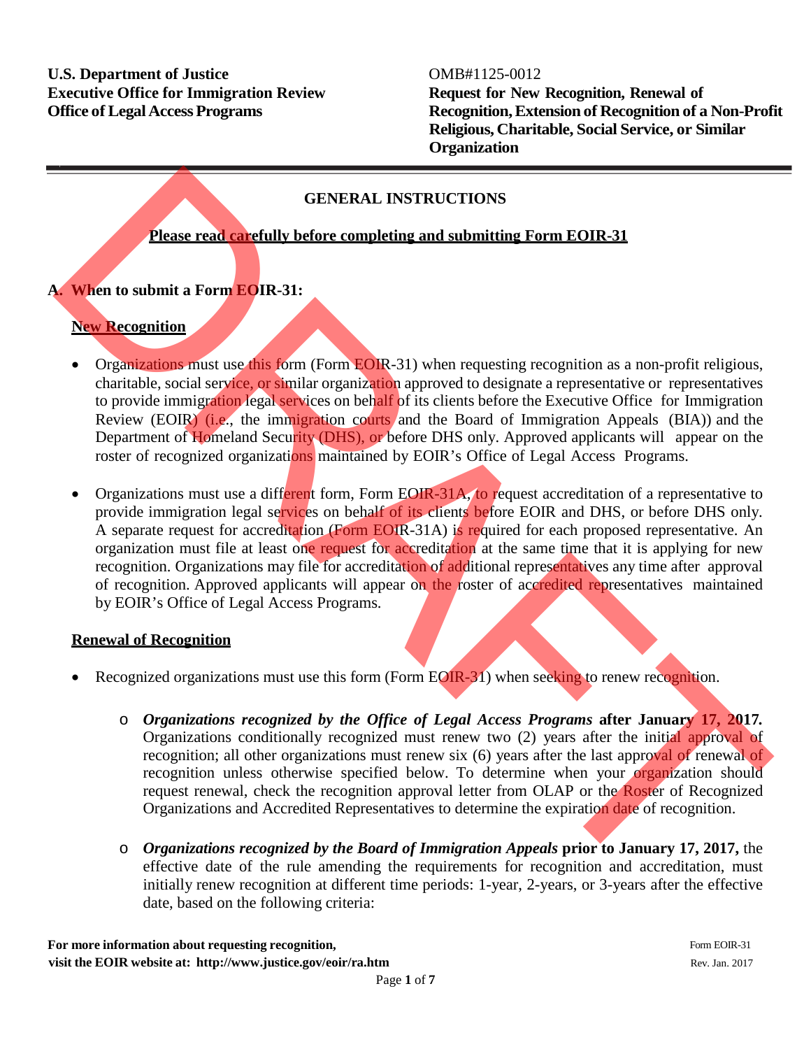**U.S. Department of Justice**
**Executive Office for Immigration Review**
**Office of Legal Access Programs**

OMB#1125-0012
**Request for New Recognition, Renewal of Recognition, Extension of Recognition of a Non-Profit Religious, Charitable, Social Service, or Similar Organization**

DRAFT

## GENERAL INSTRUCTIONS

**Please read carefully before completing and submitting Form EOIR-31**

### A. When to submit a Form EOIR-31:

**New Recognition**

- Organizations must use this form (Form EOIR-31) when requesting recognition as a non-profit religious, charitable, social service, or similar organization approved to designate a representative or representatives to provide immigration legal services on behalf of its clients before the Executive Office for Immigration Review (EOIR) (i.e., the immigration courts and the Board of Immigration Appeals (BIA)) and the Department of Homeland Security (DHS), or before DHS only. Approved applicants will appear on the roster of recognized organizations maintained by EOIR's Office of Legal Access Programs.

- Organizations must use a different form, Form EOIR-31A, to request accreditation of a representative to provide immigration legal services on behalf of its clients before EOIR and DHS, or before DHS only. A separate request for accreditation (Form EOIR-31A) is required for each proposed representative. An organization must file at least one request for accreditation at the same time that it is applying for new recognition. Organizations may file for accreditation of additional representatives any time after approval of recognition. Approved applicants will appear on the roster of accredited representatives maintained by EOIR's Office of Legal Access Programs.

**Renewal of Recognition**

- Recognized organizations must use this form (Form EOIR-31) when seeking to renew recognition.
  - ***Organizations recognized by the Office of Legal Access Programs*** **after January 17, 2017.** Organizations conditionally recognized must renew two (2) years after the initial approval of recognition; all other organizations must renew six (6) years after the last approval of renewal of recognition unless otherwise specified below. To determine when your organization should request renewal, check the recognition approval letter from OLAP or the Roster of Recognized Organizations and Accredited Representatives to determine the expiration date of recognition.
  - ***Organizations recognized by the Board of Immigration Appeals*** **prior to January 17, 2017,** the effective date of the rule amending the requirements for recognition and accreditation, must initially renew recognition at different time periods: 1-year, 2-years, or 3-years after the effective date, based on the following criteria:

For more information about requesting recognition, visit the EOIR website at: http://www.justice.gov/eoir/ra.htm

Form EOIR-31
Rev. Jan. 2017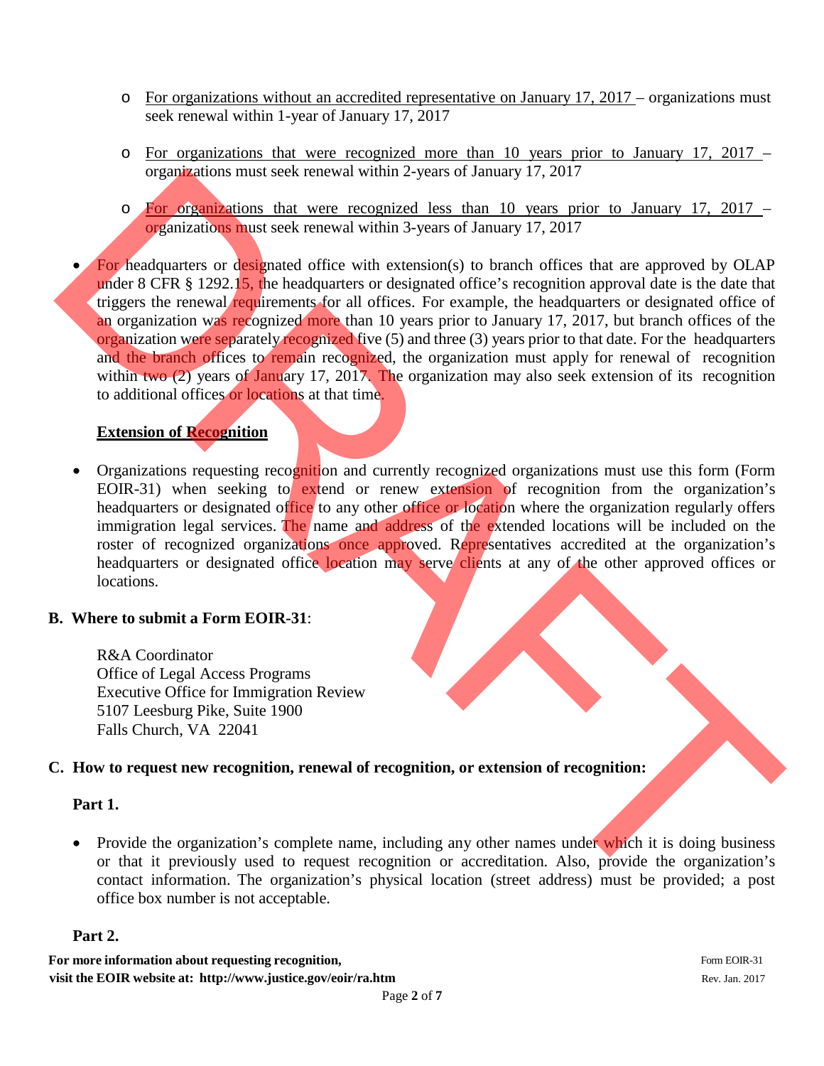- For organizations without an accredited representative on January 17, 2017 – organizations must seek renewal within 1-year of January 17, 2017

- For organizations that were recognized more than 10 years prior to January 17, 2017 – organizations must seek renewal within 2-years of January 17, 2017

- For organizations that were recognized less than 10 years prior to January 17, 2017 – organizations must seek renewal within 3-years of January 17, 2017

- For headquarters or designated office with extension(s) to branch offices that are approved by OLAP under 8 CFR § 1292.15, the headquarters or designated office's recognition approval date is the date that triggers the renewal requirements for all offices. For example, the headquarters or designated office of an organization was recognized more than 10 years prior to January 17, 2017, but branch offices of the organization were separately recognized five (5) and three (3) years prior to that date. For the headquarters and the branch offices to remain recognized, the organization must apply for renewal of recognition within two (2) years of January 17, 2017. The organization may also seek extension of its recognition to additional offices or locations at that time.

**Extension of Recognition**

- Organizations requesting recognition and currently recognized organizations must use this form (Form EOIR-31) when seeking to extend or renew extension of recognition from the organization's headquarters or designated office to any other office or location where the organization regularly offers immigration legal services. The name and address of the extended locations will be included on the roster of recognized organizations once approved. Representatives accredited at the organization's headquarters or designated office location may serve clients at any of the other approved offices or locations.

## B. Where to submit a Form EOIR-31:

R&A Coordinator
Office of Legal Access Programs
Executive Office for Immigration Review
5107 Leesburg Pike, Suite 1900
Falls Church, VA 22041

## C. How to request new recognition, renewal of recognition, or extension of recognition:

### Part 1.

- Provide the organization's complete name, including any other names under which it is doing business or that it previously used to request recognition or accreditation. Also, provide the organization's contact information. The organization's physical location (street address) must be provided; a post office box number is not acceptable.

### Part 2.

**For more information about requesting recognition, visit the EOIR website at: http://www.justice.gov/eoir/ra.htm**

Form EOIR-31
Rev. Jan. 2017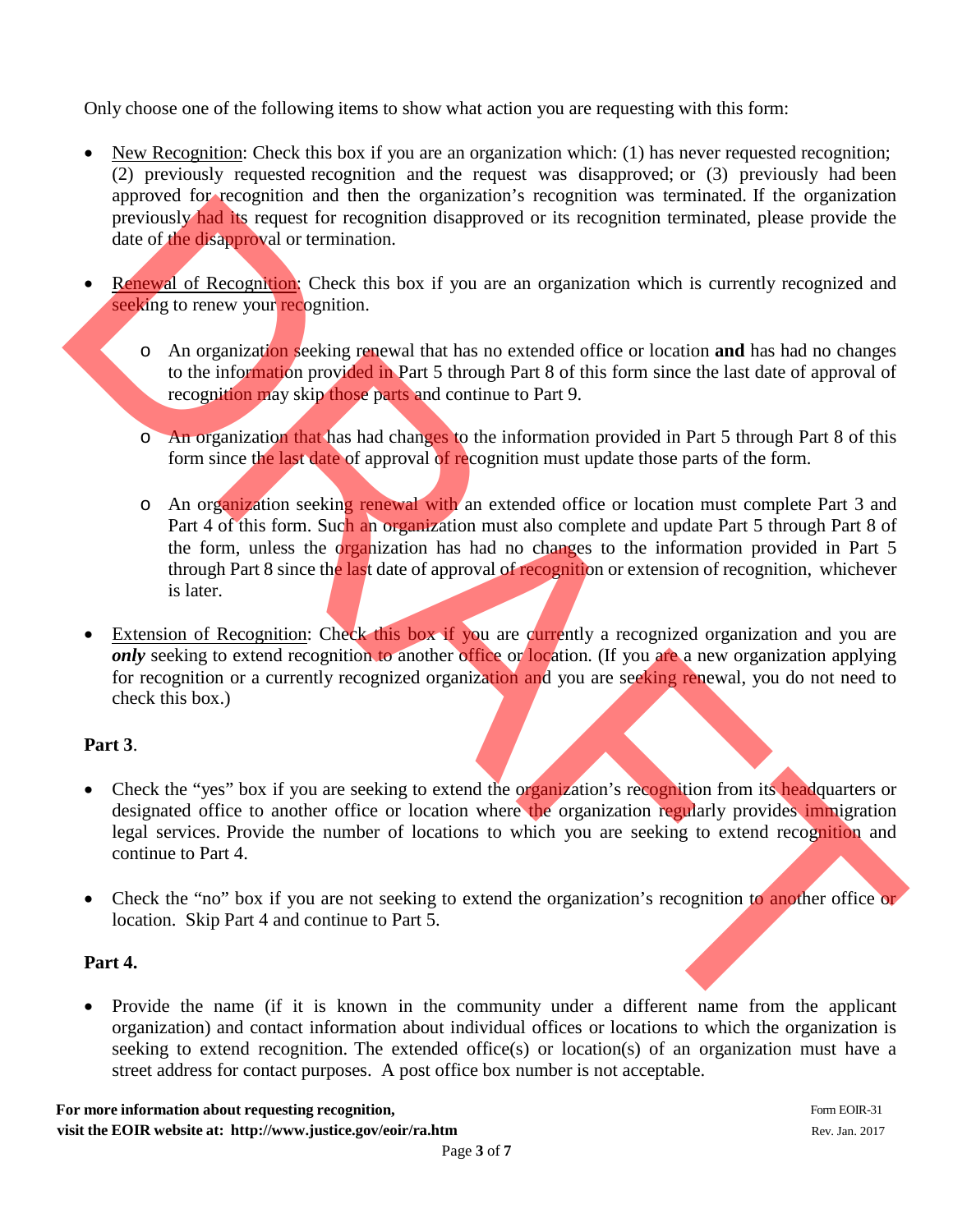Only choose one of the following items to show what action you are requesting with this form:

- New Recognition: Check this box if you are an organization which: (1) has never requested recognition; (2) previously requested recognition and the request was disapproved; or (3) previously had been approved for recognition and then the organization's recognition was terminated. If the organization previously had its request for recognition disapproved or its recognition terminated, please provide the date of the disapproval or termination.

- Renewal of Recognition: Check this box if you are an organization which is currently recognized and seeking to renew your recognition.

  - An organization seeking renewal that has no extended office or location **and** has had no changes to the information provided in Part 5 through Part 8 of this form since the last date of approval of recognition may skip those parts and continue to Part 9.

  - An organization that has had changes to the information provided in Part 5 through Part 8 of this form since the last date of approval of recognition must update those parts of the form.

  - An organization seeking renewal with an extended office or location must complete Part 3 and Part 4 of this form. Such an organization must also complete and update Part 5 through Part 8 of the form, unless the organization has had no changes to the information provided in Part 5 through Part 8 since the last date of approval of recognition or extension of recognition, whichever is later.

- Extension of Recognition: Check this box if you are currently a recognized organization and you are ***only*** seeking to extend recognition to another office or location. (If you are a new organization applying for recognition or a currently recognized organization and you are seeking renewal, you do not need to check this box.)

**Part 3**.

- Check the "yes" box if you are seeking to extend the organization's recognition from its headquarters or designated office to another office or location where the organization regularly provides immigration legal services. Provide the number of locations to which you are seeking to extend recognition and continue to Part 4.

- Check the "no" box if you are not seeking to extend the organization's recognition to another office or location. Skip Part 4 and continue to Part 5.

**Part 4.**

- Provide the name (if it is known in the community under a different name from the applicant organization) and contact information about individual offices or locations to which the organization is seeking to extend recognition. The extended office(s) or location(s) of an organization must have a street address for contact purposes. A post office box number is not acceptable.

**For more information about requesting recognition, visit the EOIR website at: http://www.justice.gov/eoir/ra.htm**

Form EOIR-31
Rev. Jan. 2017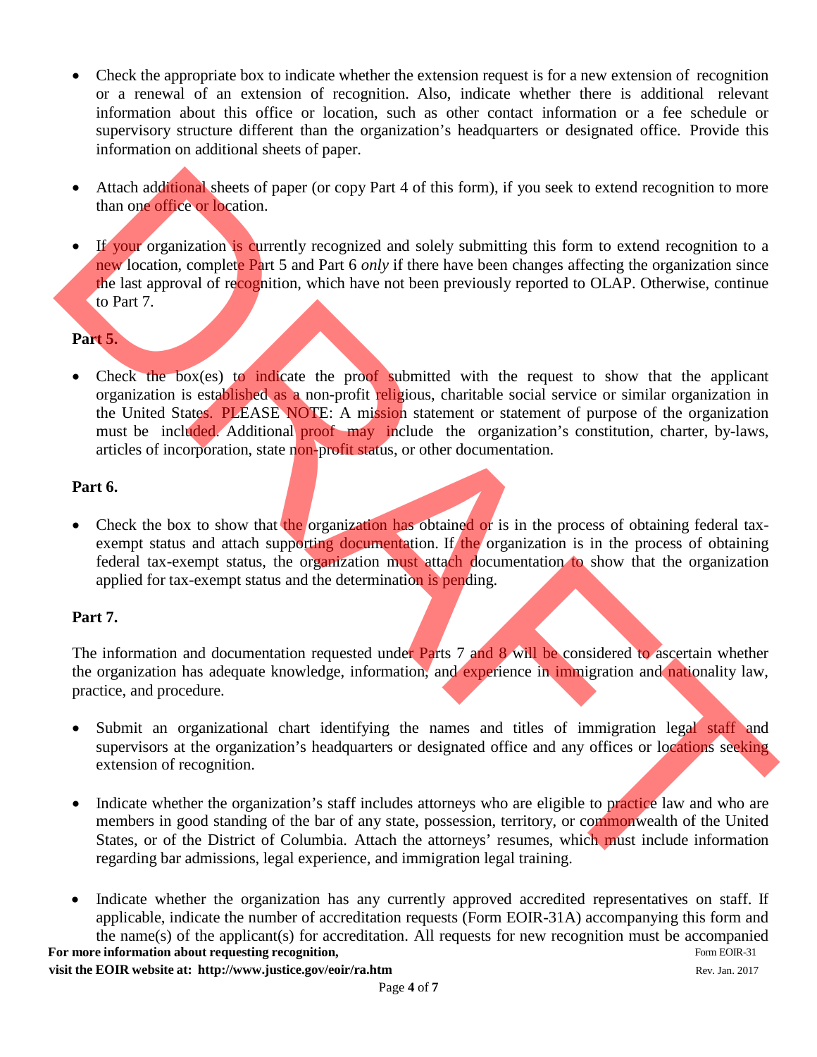- Check the appropriate box to indicate whether the extension request is for a new extension of recognition or a renewal of an extension of recognition. Also, indicate whether there is additional relevant information about this office or location, such as other contact information or a fee schedule or supervisory structure different than the organization's headquarters or designated office. Provide this information on additional sheets of paper.

- Attach additional sheets of paper (or copy Part 4 of this form), if you seek to extend recognition to more than one office or location.

- If your organization is currently recognized and solely submitting this form to extend recognition to a new location, complete Part 5 and Part 6 *only* if there have been changes affecting the organization since the last approval of recognition, which have not been previously reported to OLAP. Otherwise, continue to Part 7.

**Part 5.**

- Check the box(es) to indicate the proof submitted with the request to show that the applicant organization is established as a non-profit religious, charitable social service or similar organization in the United States. PLEASE NOTE: A mission statement or statement of purpose of the organization must be included. Additional proof may include the organization's constitution, charter, by-laws, articles of incorporation, state non-profit status, or other documentation.

**Part 6.**

- Check the box to show that the organization has obtained or is in the process of obtaining federal tax-exempt status and attach supporting documentation. If the organization is in the process of obtaining federal tax-exempt status, the organization must attach documentation to show that the organization applied for tax-exempt status and the determination is pending.

**Part 7.**

The information and documentation requested under Parts 7 and 8 will be considered to ascertain whether the organization has adequate knowledge, information, and experience in immigration and nationality law, practice, and procedure.

- Submit an organizational chart identifying the names and titles of immigration legal staff and supervisors at the organization's headquarters or designated office and any offices or locations seeking extension of recognition.

- Indicate whether the organization's staff includes attorneys who are eligible to practice law and who are members in good standing of the bar of any state, possession, territory, or commonwealth of the United States, or of the District of Columbia. Attach the attorneys' resumes, which must include information regarding bar admissions, legal experience, and immigration legal training.

- Indicate whether the organization has any currently approved accredited representatives on staff. If applicable, indicate the number of accreditation requests (Form EOIR-31A) accompanying this form and the name(s) of the applicant(s) for accreditation. All requests for new recognition must be accompanied

**For more information about requesting recognition, visit the EOIR website at: http://www.justice.gov/eoir/ra.htm**

Form EOIR-31
Rev. Jan. 2017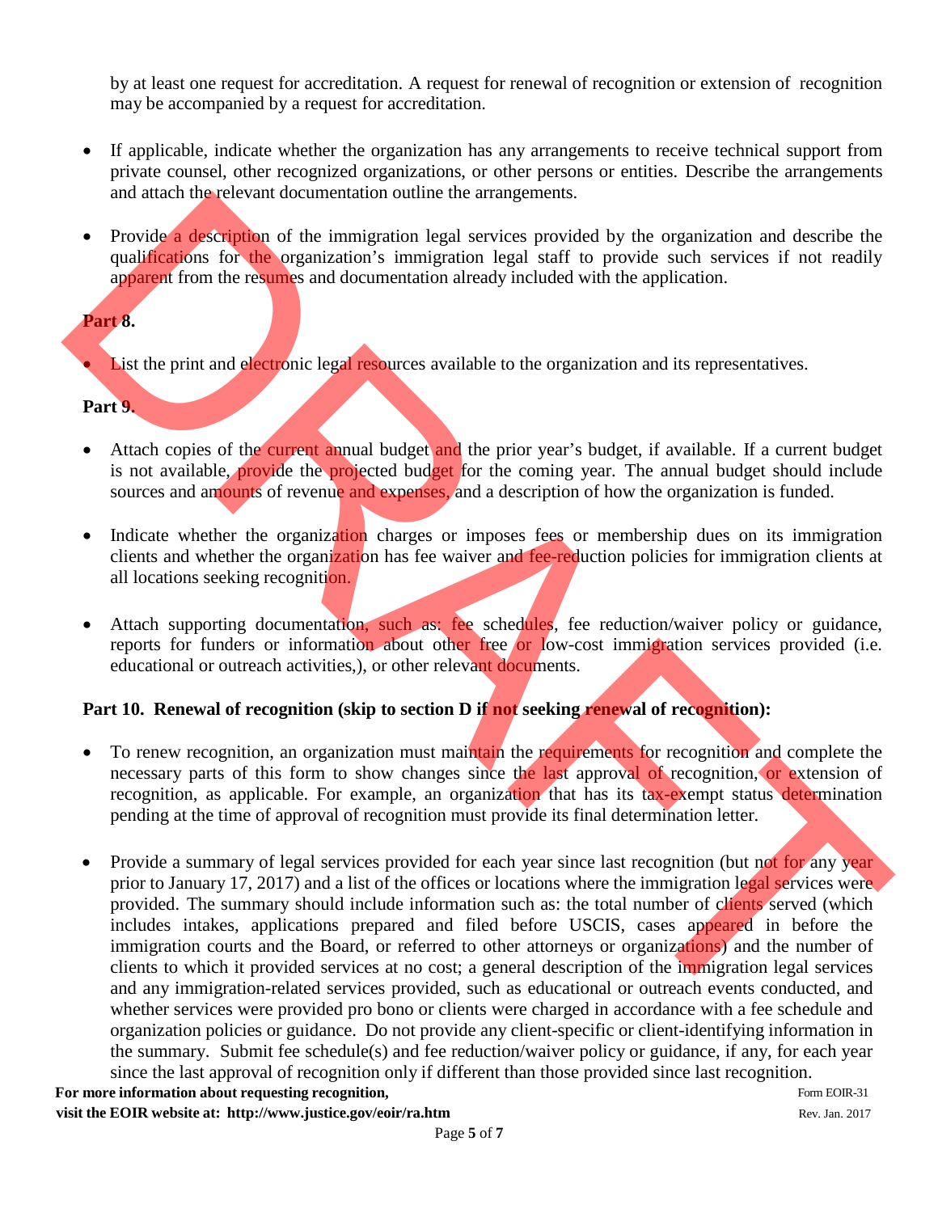by at least one request for accreditation. A request for renewal of recognition or extension of recognition may be accompanied by a request for accreditation.

- If applicable, indicate whether the organization has any arrangements to receive technical support from private counsel, other recognized organizations, or other persons or entities. Describe the arrangements and attach the relevant documentation outline the arrangements.

- Provide a description of the immigration legal services provided by the organization and describe the qualifications for the organization's immigration legal staff to provide such services if not readily apparent from the resumes and documentation already included with the application.

**Part 8.**

- List the print and electronic legal resources available to the organization and its representatives.

**Part 9.**

- Attach copies of the current annual budget and the prior year's budget, if available. If a current budget is not available, provide the projected budget for the coming year. The annual budget should include sources and amounts of revenue and expenses, and a description of how the organization is funded.

- Indicate whether the organization charges or imposes fees or membership dues on its immigration clients and whether the organization has fee waiver and fee-reduction policies for immigration clients at all locations seeking recognition.

- Attach supporting documentation, such as: fee schedules, fee reduction/waiver policy or guidance, reports for funders or information about other free or low-cost immigration services provided (i.e. educational or outreach activities,), or other relevant documents.

**Part 10. Renewal of recognition (skip to section D if not seeking renewal of recognition):**

- To renew recognition, an organization must maintain the requirements for recognition and complete the necessary parts of this form to show changes since the last approval of recognition, or extension of recognition, as applicable. For example, an organization that has its tax-exempt status determination pending at the time of approval of recognition must provide its final determination letter.

- Provide a summary of legal services provided for each year since last recognition (but not for any year prior to January 17, 2017) and a list of the offices or locations where the immigration legal services were provided. The summary should include information such as: the total number of clients served (which includes intakes, applications prepared and filed before USCIS, cases appeared in before the immigration courts and the Board, or referred to other attorneys or organizations) and the number of clients to which it provided services at no cost; a general description of the immigration legal services and any immigration-related services provided, such as educational or outreach events conducted, and whether services were provided pro bono or clients were charged in accordance with a fee schedule and organization policies or guidance. Do not provide any client-specific or client-identifying information in the summary. Submit fee schedule(s) and fee reduction/waiver policy or guidance, if any, for each year since the last approval of recognition only if different than those provided since last recognition.

**For more information about requesting recognition, visit the EOIR website at: http://www.justice.gov/eoir/ra.htm**

Form EOIR-31
Rev. Jan. 2017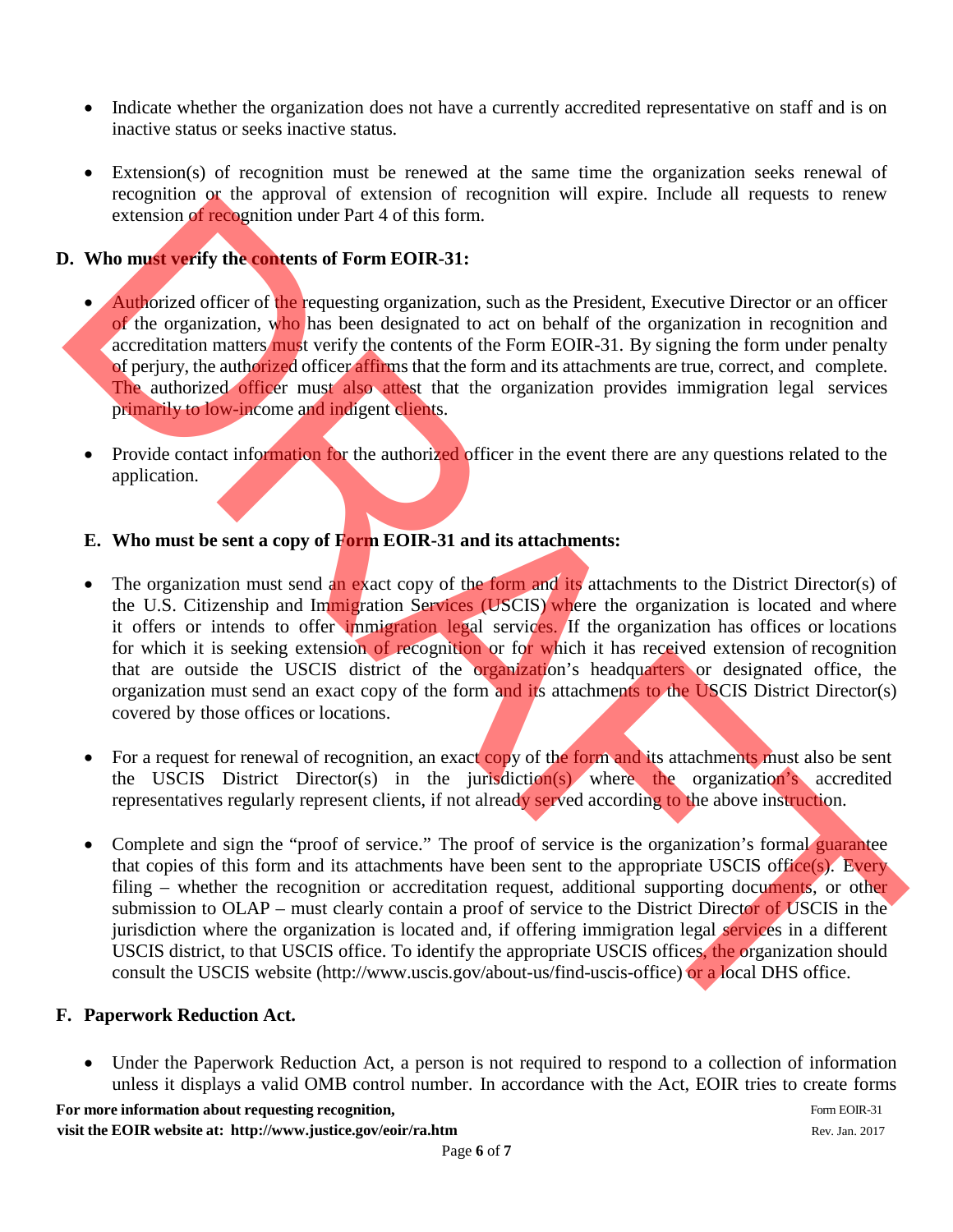- Indicate whether the organization does not have a currently accredited representative on staff and is on inactive status or seeks inactive status.

- Extension(s) of recognition must be renewed at the same time the organization seeks renewal of recognition or the approval of extension of recognition will expire. Include all requests to renew extension of recognition under Part 4 of this form.

**D. Who must verify the contents of Form EOIR-31:**

- Authorized officer of the requesting organization, such as the President, Executive Director or an officer of the organization, who has been designated to act on behalf of the organization in recognition and accreditation matters must verify the contents of the Form EOIR-31. By signing the form under penalty of perjury, the authorized officer affirms that the form and its attachments are true, correct, and complete. The authorized officer must also attest that the organization provides immigration legal services primarily to low-income and indigent clients.

- Provide contact information for the authorized officer in the event there are any questions related to the application.

**E. Who must be sent a copy of Form EOIR-31 and its attachments:**

- The organization must send an exact copy of the form and its attachments to the District Director(s) of the U.S. Citizenship and Immigration Services (USCIS) where the organization is located and where it offers or intends to offer immigration legal services. If the organization has offices or locations for which it is seeking extension of recognition or for which it has received extension of recognition that are outside the USCIS district of the organization's headquarters or designated office, the organization must send an exact copy of the form and its attachments to the USCIS District Director(s) covered by those offices or locations.

- For a request for renewal of recognition, an exact copy of the form and its attachments must also be sent the USCIS District Director(s) in the jurisdiction(s) where the organization's accredited representatives regularly represent clients, if not already served according to the above instruction.

- Complete and sign the "proof of service." The proof of service is the organization's formal guarantee that copies of this form and its attachments have been sent to the appropriate USCIS office(s). Every filing – whether the recognition or accreditation request, additional supporting documents, or other submission to OLAP – must clearly contain a proof of service to the District Director of USCIS in the jurisdiction where the organization is located and, if offering immigration legal services in a different USCIS district, to that USCIS office. To identify the appropriate USCIS offices, the organization should consult the USCIS website (http://www.uscis.gov/about-us/find-uscis-office) or a local DHS office.

**F. Paperwork Reduction Act.**

- Under the Paperwork Reduction Act, a person is not required to respond to a collection of information unless it displays a valid OMB control number. In accordance with the Act, EOIR tries to create forms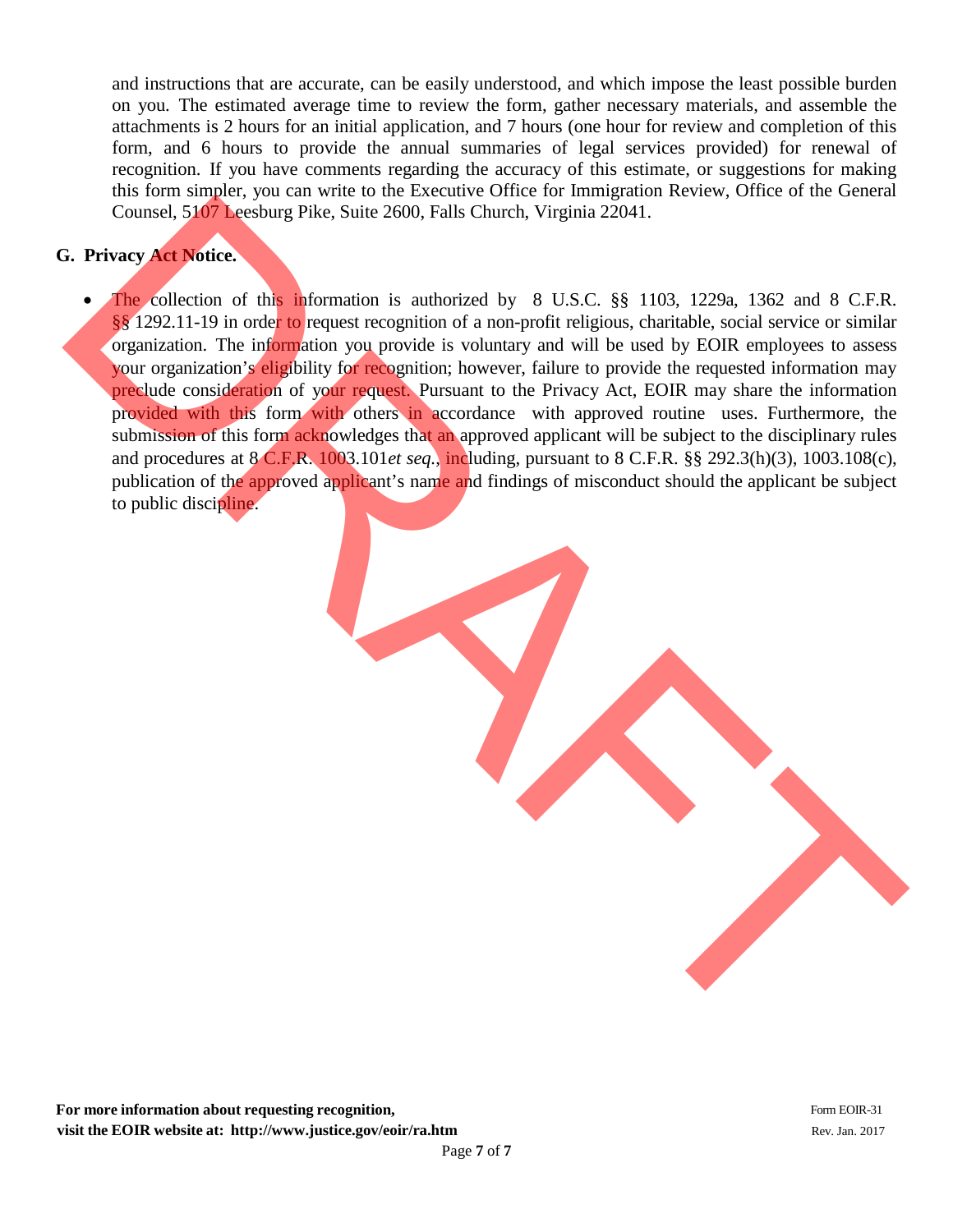and instructions that are accurate, can be easily understood, and which impose the least possible burden on you. The estimated average time to review the form, gather necessary materials, and assemble the attachments is 2 hours for an initial application, and 7 hours (one hour for review and completion of this form, and 6 hours to provide the annual summaries of legal services provided) for renewal of recognition. If you have comments regarding the accuracy of this estimate, or suggestions for making this form simpler, you can write to the Executive Office for Immigration Review, Office of the General Counsel, 5107 Leesburg Pike, Suite 2600, Falls Church, Virginia 22041.

## G. Privacy Act Notice.

- The collection of this information is authorized by 8 U.S.C. §§ 1103, 1229a, 1362 and 8 C.F.R. §§ 1292.11-19 in order to request recognition of a non-profit religious, charitable, social service or similar organization. The information you provide is voluntary and will be used by EOIR employees to assess your organization's eligibility for recognition; however, failure to provide the requested information may preclude consideration of your request. Pursuant to the Privacy Act, EOIR may share the information provided with this form with others in accordance with approved routine uses. Furthermore, the submission of this form acknowledges that an approved applicant will be subject to the disciplinary rules and procedures at 8 C.F.R. 1003.101*et seq.*, including, pursuant to 8 C.F.R. §§ 292.3(h)(3), 1003.108(c), publication of the approved applicant's name and findings of misconduct should the applicant be subject to public discipline.

**For more information about requesting recognition, visit the EOIR website at: http://www.justice.gov/eoir/ra.htm**

Form EOIR-31
Rev. Jan. 2017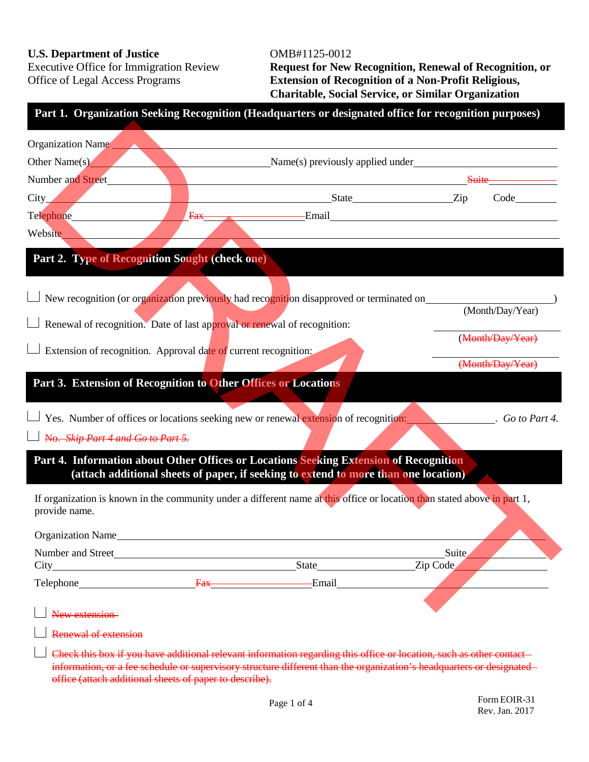**U.S. Department of Justice**
Executive Office for Immigration Review
Office of Legal Access Programs

OMB#1125-0012
**Request for New Recognition, Renewal of Recognition, or Extension of Recognition of a Non-Profit Religious, Charitable, Social Service, or Similar Organization**

DRAFT

## Part 1. Organization Seeking Recognition (Headquarters or designated office for recognition purposes)

Organization Name ______________________________

Other Name(s) ______________ Name(s) previously applied under ______________

Number and Street ______________________________ ~~Suite~~ ______

City ______________ State ______________ Zip Code ______

Telephone ______________ ~~Fax~~ ______________ Email ______________

Website ______________________________

## Part 2. Type of Recognition Sought (check one)

☐ New recognition (or organization previously had recognition disapproved or terminated on ______________ (Month/Day/Year))

☐ Renewal of recognition. Date of last approval or renewal of recognition: ______________ (~~Month/Day/Year~~)

☐ Extension of recognition. Approval date of current recognition: ______________ ~~(Month/Day/Year)~~

## Part 3. Extension of Recognition to Other Offices or Locations

☐ Yes. Number of offices or locations seeking new or renewal extension of recognition: ______________. *Go to Part 4.*

☐ ~~No. *Skip Part 4 and Go to Part 5.*~~

## Part 4. Information about Other Offices or Locations Seeking Extension of Recognition (attach additional sheets of paper, if seeking to extend to more than one location)

If organization is known in the community under a different name at this office or location than stated above in part 1, provide name.

Organization Name ______________________________

Number and Street ______________________________ Suite ______

City ______________ State ______________ Zip Code ______

Telephone ______________ ~~Fax~~ ______________ Email ______________

☐ ~~New extension~~

☐ ~~Renewal of extension~~

☐ ~~Check this box if you have additional relevant information regarding this office or location, such as other contact information, or a fee schedule or supervisory structure different than the organization's headquarters or designated office (attach additional sheets of paper to describe).~~

Form EOIR-31
Rev. Jan. 2017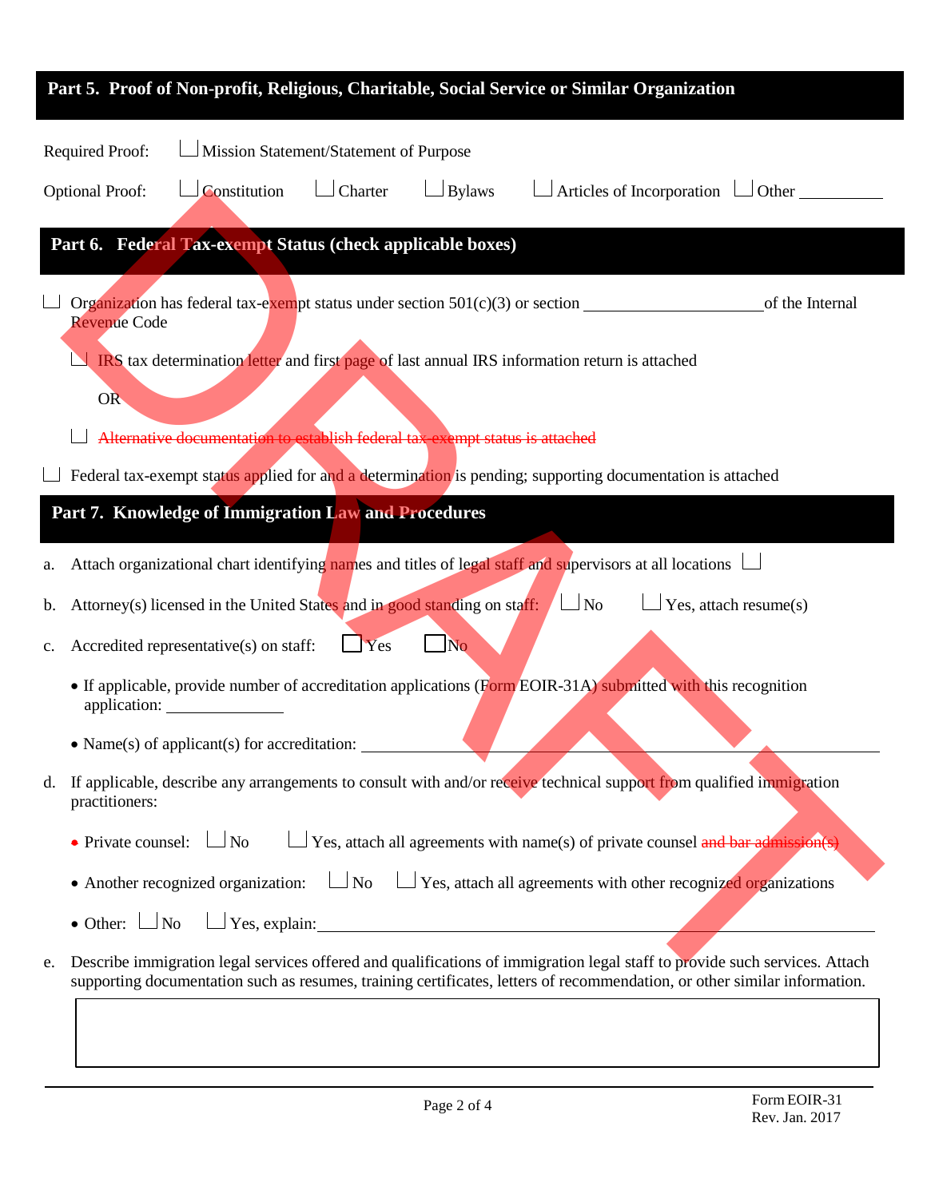## Part 5. Proof of Non-profit, Religious, Charitable, Social Service or Similar Organization

Required Proof: ☐ Mission Statement/Statement of Purpose

Optional Proof: ☐ Constitution ☐ Charter ☐ Bylaws ☐ Articles of Incorporation ☐ Other __________

## Part 6. Federal Tax-exempt Status (check applicable boxes)

☐ Organization has federal tax-exempt status under section 501(c)(3) or section ____________________ of the Internal Revenue Code

☐ IRS tax determination letter and first page of last annual IRS information return is attached

OR

☐ ~~Alternative documentation to establish federal tax-exempt status is attached~~

☐ Federal tax-exempt status applied for and a determination is pending; supporting documentation is attached

## Part 7. Knowledge of Immigration Law and Procedures

a. Attach organizational chart identifying names and titles of legal staff and supervisors at all locations ☐

b. Attorney(s) licensed in the United States and in good standing on staff: ☐ No ☐ Yes, attach resume(s)

c. Accredited representative(s) on staff: ☐ Yes ☐ No

- If applicable, provide number of accreditation applications (Form EOIR-31A) submitted with this recognition application: ____________
- Name(s) of applicant(s) for accreditation: ____________________

d. If applicable, describe any arrangements to consult with and/or receive technical support from qualified immigration practitioners:

- Private counsel: ☐ No ☐ Yes, attach all agreements with name(s) of private counsel ~~and bar admission(s)~~
- Another recognized organization: ☐ No ☐ Yes, attach all agreements with other recognized organizations
- Other: ☐ No ☐ Yes, explain: ____________________

e. Describe immigration legal services offered and qualifications of immigration legal staff to provide such services. Attach supporting documentation such as resumes, training certificates, letters of recommendation, or other similar information.

| |
|---|
| |

DRAFT

Form EOIR-31
Rev. Jan. 2017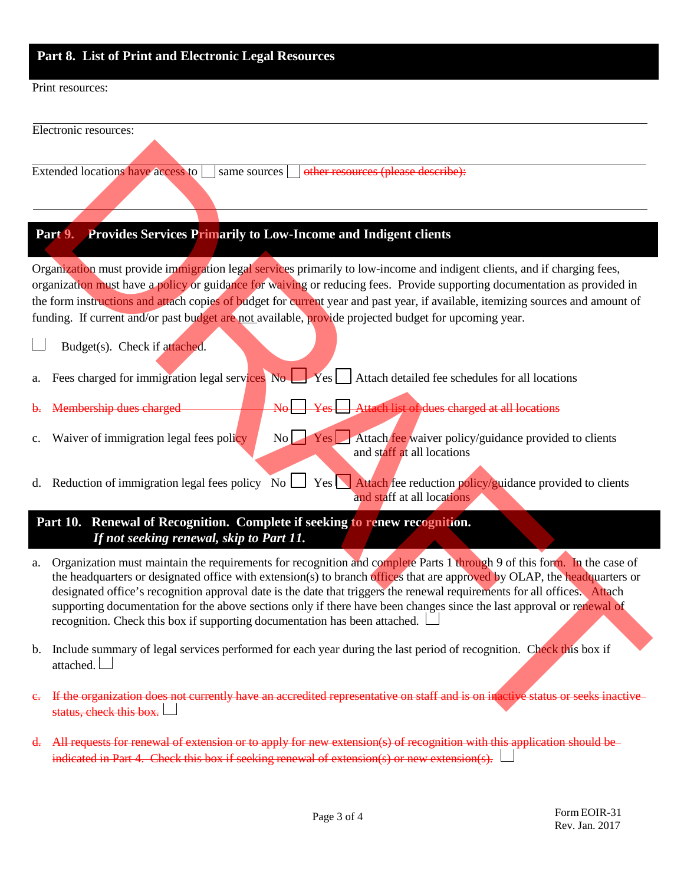## Part 8. List of Print and Electronic Legal Resources

Print resources:

Electronic resources:

Extended locations have access to ☐ same sources ☐ ~~other resources (please describe):~~

## Part 9. Provides Services Primarily to Low-Income and Indigent clients

Organization must provide immigration legal services primarily to low-income and indigent clients, and if charging fees, organization must have a policy or guidance for waiving or reducing fees. Provide supporting documentation as provided in the form instructions and attach copies of budget for current year and past year, if available, itemizing sources and amount of funding. If current and/or past budget are not available, provide projected budget for upcoming year.

☐ Budget(s). Check if attached.

a. Fees charged for immigration legal services No ☐ Yes ☐ Attach detailed fee schedules for all locations

~~b. Membership dues charged No ☐ Yes ☐ Attach list of dues charged at all locations~~

c. Waiver of immigration legal fees policy No ☐ Yes ☐ Attach fee waiver policy/guidance provided to clients and staff at all locations

d. Reduction of immigration legal fees policy No ☐ Yes ☐ Attach fee reduction policy/guidance provided to clients and staff at all locations

## Part 10. Renewal of Recognition. Complete if seeking to renew recognition. *If not seeking renewal, skip to Part 11.*

a. Organization must maintain the requirements for recognition and complete Parts 1 through 9 of this form. In the case of the headquarters or designated office with extension(s) to branch offices that are approved by OLAP, the headquarters or designated office's recognition approval date is the date that triggers the renewal requirements for all offices. Attach supporting documentation for the above sections only if there have been changes since the last approval or renewal of recognition. Check this box if supporting documentation has been attached. ☐

b. Include summary of legal services performed for each year during the last period of recognition. Check this box if attached. ☐

~~c. If the organization does not currently have an accredited representative on staff and is on inactive status or seeks inactive status, check this box.~~ ☐

~~d. All requests for renewal of extension or to apply for new extension(s) of recognition with this application should be indicated in Part 4. Check this box if seeking renewal of extension(s) or new extension(s).~~ ☐

Form EOIR-31
Rev. Jan. 2017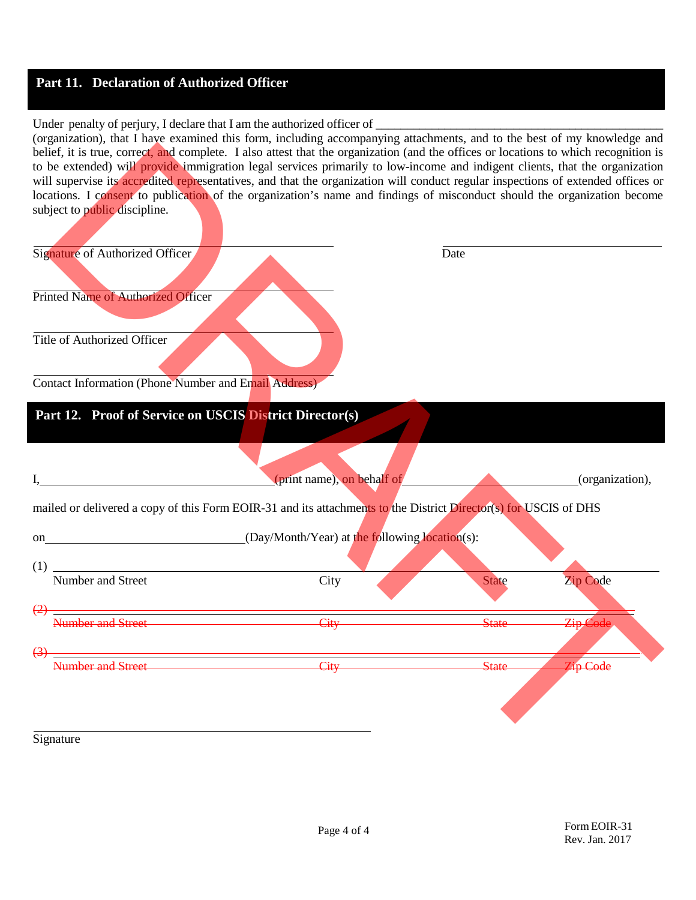## Part 11. Declaration of Authorized Officer

Under penalty of perjury, I declare that I am the authorized officer of _______________________________________________ (organization), that I have examined this form, including accompanying attachments, and to the best of my knowledge and belief, it is true, correct, and complete. I also attest that the organization (and the offices or locations to which recognition is to be extended) will provide immigration legal services primarily to low-income and indigent clients, that the organization will supervise its accredited representatives, and that the organization will conduct regular inspections of extended offices or locations. I consent to publication of the organization's name and findings of misconduct should the organization become subject to public discipline.

_______________________________________ Signature of Authorized Officer

_______________________________ Date

_______________________________________ Printed Name of Authorized Officer

_______________________________________ Title of Authorized Officer

_______________________________________ Contact Information (Phone Number and Email Address)

## Part 12. Proof of Service on USCIS District Director(s)

I, ______________________________ (print name), on behalf of ______________________________ (organization),

mailed or delivered a copy of this Form EOIR-31 and its attachments to the District Director(s) for USCIS of DHS

on ______________________________ (Day/Month/Year) at the following location(s):

(1) ____________________________________________________________
Number and Street | City | State | Zip Code

~~(2)~~ ____________________________________________________________
~~Number and Street~~ | ~~City~~ | ~~State~~ | ~~Zip Code~~

~~(3)~~ ____________________________________________________________
~~Number and Street~~ | ~~City~~ | ~~State~~ | ~~Zip Code~~

_______________________________________ Signature

DRAFT

Form EOIR-31
Rev. Jan. 2017